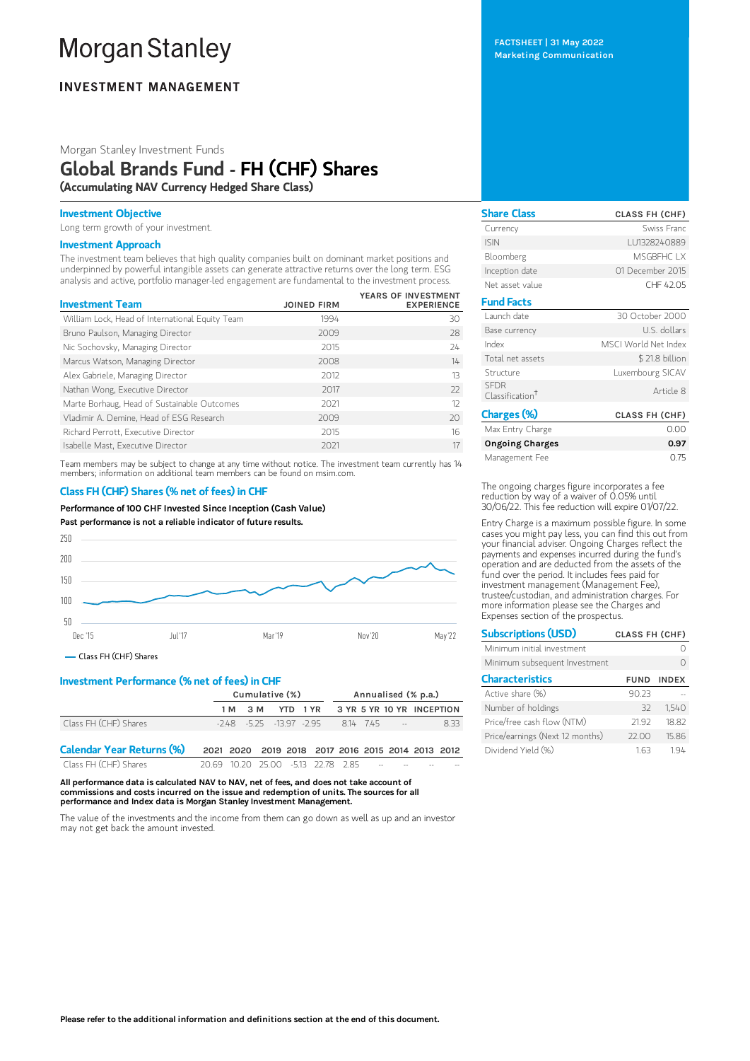# Morgan Stanley

**INVESTMENT MANAGEMENT**

FACTSHEET | 31 May 2022
Marketing Communication

Morgan Stanley Investment Funds

# Global Brands Fund - FH (CHF) Shares

**(Accumulating NAV Currency Hedged Share Class)**

## Investment Objective

Long term growth of your investment.

## Investment Approach

The investment team believes that high quality companies built on dominant market positions and underpinned by powerful intangible assets can generate attractive returns over the long term. ESG analysis and active, portfolio manager-led engagement are fundamental to the investment process.

| Investment Team | JOINED FIRM | YEARS OF INVESTMENT EXPERIENCE |
|---|---|---|
| William Lock, Head of International Equity Team | 1994 | 30 |
| Bruno Paulson, Managing Director | 2009 | 28 |
| Nic Sochovsky, Managing Director | 2015 | 24 |
| Marcus Watson, Managing Director | 2008 | 14 |
| Alex Gabriele, Managing Director | 2012 | 13 |
| Nathan Wong, Executive Director | 2017 | 22 |
| Marte Borhaug, Head of Sustainable Outcomes | 2021 | 12 |
| Vladimir A. Demine, Head of ESG Research | 2009 | 20 |
| Richard Perrott, Executive Director | 2015 | 16 |
| Isabelle Mast, Executive Director | 2021 | 17 |

Team members may be subject to change at any time without notice. The investment team currently has 14 members; information on additional team members can be found on msim.com.

## Class FH (CHF) Shares (% net of fees) in CHF

**Performance of 100 CHF Invested Since Inception (Cash Value)**

**Past performance is not a reliable indicator of future results.**

250
200
150
100
50
Dec '15
Jul '17
Mar '19
Nov '20
May '22

— Class FH (CHF) Shares

## Investment Performance (% net of fees) in CHF

| | Cumulative (%) | | | | Annualised (% p.a.) | | | |
|---|---|---|---|---|---|---|---|---|
| | 1 M | 3 M | YTD | 1 YR | 3 YR | 5 YR | 10 YR | INCEPTION |
| Class FH (CHF) Shares | -2.48 | -5.25 | -13.97 | -2.95 | 8.14 | 7.45 | -- | 8.33 |

| Calendar Year Returns (%) | 2021 | 2020 | 2019 | 2018 | 2017 | 2016 | 2015 | 2014 | 2013 | 2012 |
|---|---|---|---|---|---|---|---|---|---|---|
| Class FH (CHF) Shares | 20.69 | 10.20 | 25.00 | -5.13 | 22.78 | 2.85 | -- | -- | -- | -- |

**All performance data is calculated NAV to NAV, net of fees, and does not take account of commissions and costs incurred on the issue and redemption of units. The sources for all performance and Index data is Morgan Stanley Investment Management.**

The value of the investments and the income from them can go down as well as up and an investor may not get back the amount invested.

| Share Class | CLASS FH (CHF) |
|---|---|
| Currency | Swiss Franc |
| ISIN | LU1328240889 |
| Bloomberg | MSGBFHC LX |
| Inception date | 01 December 2015 |
| Net asset value | CHF 42.05 |

| Fund Facts | |
|---|---|
| Launch date | 30 October 2000 |
| Base currency | U.S. dollars |
| Index | MSCI World Net Index |
| Total net assets | $ 21.8 billion |
| Structure | Luxembourg SICAV |
| SFDR Classification† | Article 8 |

| Charges (%) | CLASS FH (CHF) |
|---|---|
| Max Entry Charge | 0.00 |
| **Ongoing Charges** | **0.97** |
| Management Fee | 0.75 |

The ongoing charges figure incorporates a fee reduction by way of a waiver of 0.05% until 30/06/22. This fee reduction will expire 01/07/22.

Entry Charge is a maximum possible figure. In some cases you might pay less, you can find this out from your financial adviser. Ongoing Charges reflect the payments and expenses incurred during the fund's operation and are deducted from the assets of the fund over the period. It includes fees paid for investment management (Management Fee), trustee/custodian, and administration charges. For more information please see the Charges and Expenses section of the prospectus.

| Subscriptions (USD) | CLASS FH (CHF) |
|---|---|
| Minimum initial investment | 0 |
| Minimum subsequent Investment | 0 |

| Characteristics | FUND | INDEX |
|---|---|---|
| Active share (%) | 90.23 | -- |
| Number of holdings | 32 | 1,540 |
| Price/free cash flow (NTM) | 21.92 | 18.82 |
| Price/earnings (Next 12 months) | 22.00 | 15.86 |
| Dividend Yield (%) | 1.63 | 1.94 |

**Please refer to the additional information and definitions section at the end of this document.**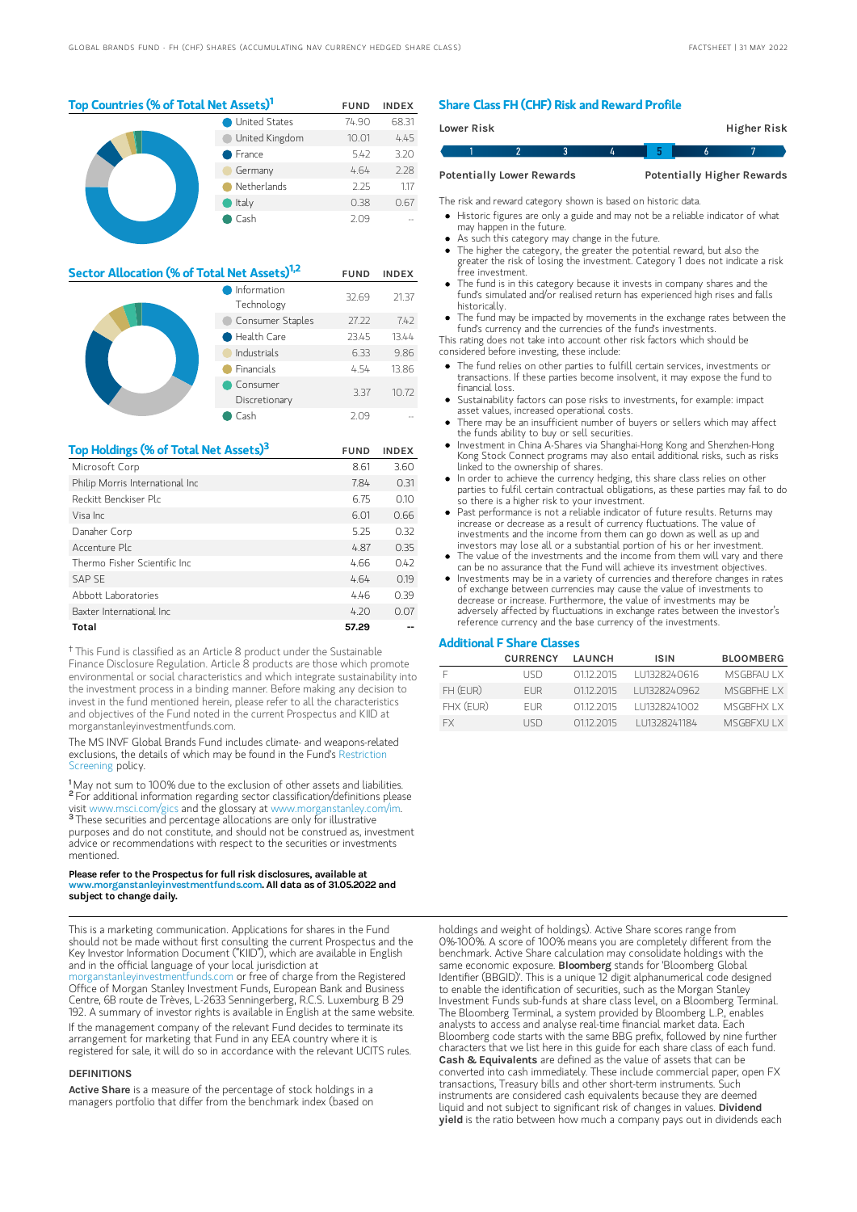## Top Countries (% of Total Net Assets)[1]

| | FUND | INDEX |
|---|---|---|
| United States | 74.90 | 68.31 |
| United Kingdom | 10.01 | 4.45 |
| France | 5.42 | 3.20 |
| Germany | 4.64 | 2.28 |
| Netherlands | 2.25 | 1.17 |
| Italy | 0.38 | 0.67 |
| Cash | 2.09 | -- |

## Sector Allocation (% of Total Net Assets)[1,2]

| | FUND | INDEX |
|---|---|---|
| Information Technology | 32.69 | 21.37 |
| Consumer Staples | 27.22 | 7.42 |
| Health Care | 23.45 | 13.44 |
| Industrials | 6.33 | 9.86 |
| Financials | 4.54 | 13.86 |
| Consumer Discretionary | 3.37 | 10.72 |
| Cash | 2.09 | -- |

## Top Holdings (% of Total Net Assets)[3]

| | FUND | INDEX |
|---|---|---|
| Microsoft Corp | 8.61 | 3.60 |
| Philip Morris International Inc | 7.84 | 0.31 |
| Reckitt Benckiser Plc | 6.75 | 0.10 |
| Visa Inc | 6.01 | 0.66 |
| Danaher Corp | 5.25 | 0.32 |
| Accenture Plc | 4.87 | 0.35 |
| Thermo Fisher Scientific Inc | 4.66 | 0.42 |
| SAP SE | 4.64 | 0.19 |
| Abbott Laboratories | 4.46 | 0.39 |
| Baxter International Inc | 4.20 | 0.07 |
| **Total** | **57.29** | **--** |

† This Fund is classified as an Article 8 product under the Sustainable Finance Disclosure Regulation. Article 8 products are those which promote environmental or social characteristics and which integrate sustainability into the investment process in a binding manner. Before making any decision to invest in the fund mentioned herein, please refer to all the characteristics and objectives of the Fund noted in the current Prospectus and KIID at morganstanleyinvestmentfunds.com.

The MS INVF Global Brands Fund includes climate- and weapons-related exclusions, the details of which may be found in the Fund's Restriction Screening policy.

[1] May not sum to 100% due to the exclusion of other assets and liabilities.
[2] For additional information regarding sector classification/definitions please visit www.msci.com/gics and the glossary at www.morganstanley.com/im.
[3] These securities and percentage allocations are only for illustrative purposes and do not constitute, and should not be construed as, investment advice or recommendations with respect to the securities or investments mentioned.

**Please refer to the Prospectus for full risk disclosures, available at www.morganstanleyinvestmentfunds.com. All data as of 31.05.2022 and subject to change daily.**

## Share Class FH (CHF) Risk and Reward Profile

Lower Risk — Higher Risk

1 2 3 4 **5** 6 7

Potentially Lower Rewards — Potentially Higher Rewards

The risk and reward category shown is based on historic data.

- Historic figures are only a guide and may not be a reliable indicator of what may happen in the future.
- As such this category may change in the future.
- The higher the category, the greater the potential reward, but also the greater the risk of losing the investment. Category 1 does not indicate a risk free investment.
- The fund is in this category because it invests in company shares and the fund's simulated and/or realised return has experienced high rises and falls historically.
- The fund may be impacted by movements in the exchange rates between the fund's currency and the currencies of the fund's investments.

This rating does not take into account other risk factors which should be considered before investing, these include:

- The fund relies on other parties to fulfill certain services, investments or transactions. If these parties become insolvent, it may expose the fund to financial loss.
- Sustainability factors can pose risks to investments, for example: impact asset values, increased operational costs.
- There may be an insufficient number of buyers or sellers which may affect the funds ability to buy or sell securities.
- Investment in China A-Shares via Shanghai-Hong Kong and Shenzhen-Hong Kong Stock Connect programs may also entail additional risks, such as risks linked to the ownership of shares.
- In order to achieve the currency hedging, this share class relies on other parties to fulfil certain contractual obligations, as these parties may fail to do so there is a higher risk to your investment.
- Past performance is not a reliable indicator of future results. Returns may increase or decrease as a result of currency fluctuations. The value of investments and the income from them can go down as well as up and investors may lose all or a substantial portion of his or her investment.
- The value of the investments and the income from them will vary and there can be no assurance that the Fund will achieve its investment objectives.
- Investments may be in a variety of currencies and therefore changes in rates of exchange between currencies may cause the value of investments to decrease or increase. Furthermore, the value of investments may be adversely affected by fluctuations in exchange rates between the investor's reference currency and the base currency of the investments.

## Additional F Share Classes

| | CURRENCY | LAUNCH | ISIN | BLOOMBERG |
|---|---|---|---|---|
| F | USD | 01.12.2015 | LU1328240616 | MSGBFAU LX |
| FH (EUR) | EUR | 01.12.2015 | LU1328240962 | MSGBFHE LX |
| FHX (EUR) | EUR | 01.12.2015 | LU1328241002 | MSGBFHX LX |
| FX | USD | 01.12.2015 | LU1328241184 | MSGBFXU LX |

This is a marketing communication. Applications for shares in the Fund should not be made without first consulting the current Prospectus and the Key Investor Information Document ("KIID"), which are available in English and in the official language of your local jurisdiction at morganstanleyinvestmentfunds.com or free of charge from the Registered Office of Morgan Stanley Investment Funds, European Bank and Business Centre, 6B route de Trèves, L-2633 Senningerberg, R.C.S. Luxemburg B 29 192. A summary of investor rights is available in English at the same website.

If the management company of the relevant Fund decides to terminate its arrangement for marketing that Fund in any EEA country where it is registered for sale, it will do so in accordance with the relevant UCITS rules.

### DEFINITIONS

**Active Share** is a measure of the percentage of stock holdings in a managers portfolio that differ from the benchmark index (based on holdings and weight of holdings). Active Share scores range from 0%-100%. A score of 100% means you are completely different from the benchmark. Active Share calculation may consolidate holdings with the same economic exposure. **Bloomberg** stands for 'Bloomberg Global Identifier (BBGID)'. This is a unique 12 digit alphanumerical code designed to enable the identification of securities, such as the Morgan Stanley Investment Funds sub-funds at share class level, on a Bloomberg Terminal. The Bloomberg Terminal, a system provided by Bloomberg L.P., enables analysts to access and analyse real-time financial market data. Each Bloomberg code starts with the same BBG prefix, followed by nine further characters that we list here in this guide for each share class of each fund. **Cash & Equivalents** are defined as the value of assets that can be converted into cash immediately. These include commercial paper, open FX transactions, Treasury bills and other short-term instruments. Such instruments are considered cash equivalents because they are deemed liquid and not subject to significant risk of changes in values. **Dividend yield** is the ratio between how much a company pays out in dividends each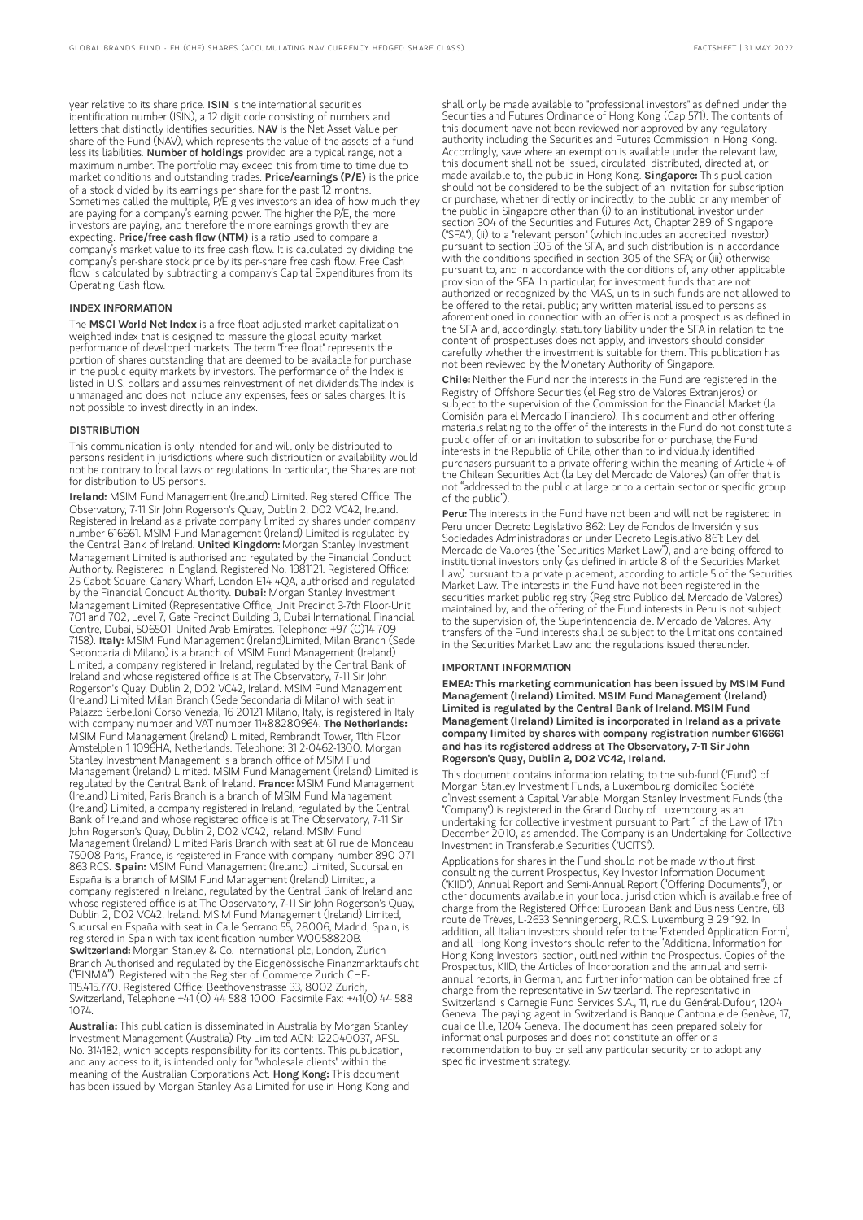year relative to its share price. **ISIN** is the international securities identification number (ISIN), a 12 digit code consisting of numbers and letters that distinctly identifies securities. **NAV** is the Net Asset Value per share of the Fund (NAV), which represents the value of the assets of a fund less its liabilities. **Number of holdings** provided are a typical range, not a maximum number. The portfolio may exceed this from time to time due to market conditions and outstanding trades. **Price/earnings (P/E)** is the price of a stock divided by its earnings per share for the past 12 months. Sometimes called the multiple, P/E gives investors an idea of how much they are paying for a company's earning power. The higher the P/E, the more investors are paying, and therefore the more earnings growth they are expecting. **Price/free cash flow (NTM)** is a ratio used to compare a company's market value to its free cash flow. It is calculated by dividing the company's per-share stock price by its per-share free cash flow. Free Cash flow is calculated by subtracting a company's Capital Expenditures from its Operating Cash flow.

## INDEX INFORMATION

The **MSCI World Net Index** is a free float adjusted market capitalization weighted index that is designed to measure the global equity market performance of developed markets. The term "free float" represents the portion of shares outstanding that are deemed to be available for purchase in the public equity markets by investors. The performance of the Index is listed in U.S. dollars and assumes reinvestment of net dividends.The index is unmanaged and does not include any expenses, fees or sales charges. It is not possible to invest directly in an index.

## DISTRIBUTION

This communication is only intended for and will only be distributed to persons resident in jurisdictions where such distribution or availability would not be contrary to local laws or regulations. In particular, the Shares are not for distribution to US persons.

**Ireland:** MSIM Fund Management (Ireland) Limited. Registered Office: The Observatory, 7-11 Sir John Rogerson's Quay, Dublin 2, D02 VC42, Ireland. Registered in Ireland as a private company limited by shares under company number 616661. MSIM Fund Management (Ireland) Limited is regulated by the Central Bank of Ireland. **United Kingdom:** Morgan Stanley Investment Management Limited is authorised and regulated by the Financial Conduct Authority. Registered in England. Registered No. 1981121. Registered Office: 25 Cabot Square, Canary Wharf, London E14 4QA, authorised and regulated by the Financial Conduct Authority. **Dubai:** Morgan Stanley Investment Management Limited (Representative Office, Unit Precinct 3-7th Floor-Unit 701 and 702, Level 7, Gate Precinct Building 3, Dubai International Financial Centre, Dubai, 506501, United Arab Emirates. Telephone: +97 (0)14 709 7158). **Italy:** MSIM Fund Management (Ireland)Limited, Milan Branch (Sede Secondaria di Milano) is a branch of MSIM Fund Management (Ireland) Limited, a company registered in Ireland, regulated by the Central Bank of Ireland and whose registered office is at The Observatory, 7-11 Sir John Rogerson's Quay, Dublin 2, D02 VC42, Ireland. MSIM Fund Management (Ireland) Limited Milan Branch (Sede Secondaria di Milano) with seat in Palazzo Serbelloni Corso Venezia, 16 20121 Milano, Italy, is registered in Italy with company number and VAT number 11488280964. **The Netherlands:** MSIM Fund Management (Ireland) Limited, Rembrandt Tower, 11th Floor Amstelplein 1 1096HA, Netherlands. Telephone: 31 2-0462-1300. Morgan Stanley Investment Management is a branch office of MSIM Fund Management (Ireland) Limited. MSIM Fund Management (Ireland) Limited is regulated by the Central Bank of Ireland. **France:** MSIM Fund Management (Ireland) Limited, Paris Branch is a branch of MSIM Fund Management (Ireland) Limited, a company registered in Ireland, regulated by the Central Bank of Ireland and whose registered office is at The Observatory, 7-11 Sir John Rogerson's Quay, Dublin 2, D02 VC42, Ireland. MSIM Fund Management (Ireland) Limited Paris Branch with seat at 61 rue de Monceau 75008 Paris, France, is registered in France with company number 890 071 863 RCS. **Spain:** MSIM Fund Management (Ireland) Limited, Sucursal en España is a branch of MSIM Fund Management (Ireland) Limited, a company registered in Ireland, regulated by the Central Bank of Ireland and whose registered office is at The Observatory, 7-11 Sir John Rogerson's Quay, Dublin 2, D02 VC42, Ireland. MSIM Fund Management (Ireland) Limited, Sucursal en España with seat in Calle Serrano 55, 28006, Madrid, Spain, is registered in Spain with tax identification number W0058820B. **Switzerland:** Morgan Stanley & Co. International plc, London, Zurich Branch Authorised and regulated by the Eidgenössische Finanzmarktaufsicht ("FINMA"). Registered with the Register of Commerce Zurich CHE-115.415.770. Registered Office: Beethovenstrasse 33, 8002 Zurich, Switzerland, Telephone +41 (0) 44 588 1000. Facsimile Fax: +41(0) 44 588 1074.

**Australia:** This publication is disseminated in Australia by Morgan Stanley Investment Management (Australia) Pty Limited ACN: 122040037, AFSL No. 314182, which accepts responsibility for its contents. This publication, and any access to it, is intended only for "wholesale clients" within the meaning of the Australian Corporations Act. **Hong Kong:** This document has been issued by Morgan Stanley Asia Limited for use in Hong Kong and shall only be made available to "professional investors" as defined under the Securities and Futures Ordinance of Hong Kong (Cap 571). The contents of this document have not been reviewed nor approved by any regulatory authority including the Securities and Futures Commission in Hong Kong. Accordingly, save where an exemption is available under the relevant law, this document shall not be issued, circulated, distributed, directed at, or made available to, the public in Hong Kong. **Singapore:** This publication should not be considered to be the subject of an invitation for subscription or purchase, whether directly or indirectly, to the public or any member of the public in Singapore other than (i) to an institutional investor under section 304 of the Securities and Futures Act, Chapter 289 of Singapore ("SFA"), (ii) to a "relevant person" (which includes an accredited investor) pursuant to section 305 of the SFA, and such distribution is in accordance with the conditions specified in section 305 of the SFA; or (iii) otherwise pursuant to, and in accordance with the conditions of, any other applicable provision of the SFA. In particular, for investment funds that are not authorized or recognized by the MAS, units in such funds are not allowed to be offered to the retail public; any written material issued to persons as aforementioned in connection with an offer is not a prospectus as defined in the SFA and, accordingly, statutory liability under the SFA in relation to the content of prospectuses does not apply, and investors should consider carefully whether the investment is suitable for them. This publication has not been reviewed by the Monetary Authority of Singapore.

**Chile:** Neither the Fund nor the interests in the Fund are registered in the Registry of Offshore Securities (el Registro de Valores Extranjeros) or subject to the supervision of the Commission for the Financial Market (la Comisión para el Mercado Financiero). This document and other offering materials relating to the offer of the interests in the Fund do not constitute a public offer of, or an invitation to subscribe for or purchase, the Fund interests in the Republic of Chile, other than to individually identified purchasers pursuant to a private offering within the meaning of Article 4 of the Chilean Securities Act (la Ley del Mercado de Valores) (an offer that is not "addressed to the public at large or to a certain sector or specific group of the public").

**Peru:** The interests in the Fund have not been and will not be registered in Peru under Decreto Legislativo 862: Ley de Fondos de Inversión y sus Sociedades Administradoras or under Decreto Legislativo 861: Ley del Mercado de Valores (the "Securities Market Law"), and are being offered to institutional investors only (as defined in article 8 of the Securities Market Law) pursuant to a private placement, according to article 5 of the Securities Market Law. The interests in the Fund have not been registered in the securities market public registry (Registro Público del Mercado de Valores) maintained by, and the offering of the Fund interests in Peru is not subject to the supervision of, the Superintendencia del Mercado de Valores. Any transfers of the Fund interests shall be subject to the limitations contained in the Securities Market Law and the regulations issued thereunder.

## IMPORTANT INFORMATION

**EMEA: This marketing communication has been issued by MSIM Fund Management (Ireland) Limited. MSIM Fund Management (Ireland) Limited is regulated by the Central Bank of Ireland. MSIM Fund Management (Ireland) Limited is incorporated in Ireland as a private company limited by shares with company registration number 616661 and has its registered address at The Observatory, 7-11 Sir John Rogerson's Quay, Dublin 2, D02 VC42, Ireland.**

This document contains information relating to the sub-fund ("Fund") of Morgan Stanley Investment Funds, a Luxembourg domiciled Société d'Investissement à Capital Variable. Morgan Stanley Investment Funds (the "Company") is registered in the Grand Duchy of Luxembourg as an undertaking for collective investment pursuant to Part 1 of the Law of 17th December 2010, as amended. The Company is an Undertaking for Collective Investment in Transferable Securities ("UCITS").

Applications for shares in the Fund should not be made without first consulting the current Prospectus, Key Investor Information Document ("KIID"), Annual Report and Semi-Annual Report ("Offering Documents"), or other documents available in your local jurisdiction which is available free of charge from the Registered Office: European Bank and Business Centre, 6B route de Trèves, L-2633 Senningerberg, R.C.S. Luxemburg B 29 192. In addition, all Italian investors should refer to the 'Extended Application Form', and all Hong Kong investors should refer to the 'Additional Information for Hong Kong Investors' section, outlined within the Prospectus. Copies of the Prospectus, KIID, the Articles of Incorporation and the annual and semi-annual reports, in German, and further information can be obtained free of charge from the representative in Switzerland. The representative in Switzerland is Carnegie Fund Services S.A., 11, rue du Général-Dufour, 1204 Geneva. The paying agent in Switzerland is Banque Cantonale de Genève, 17, quai de l'Ile, 1204 Geneva. The document has been prepared solely for informational purposes and does not constitute an offer or a recommendation to buy or sell any particular security or to adopt any specific investment strategy.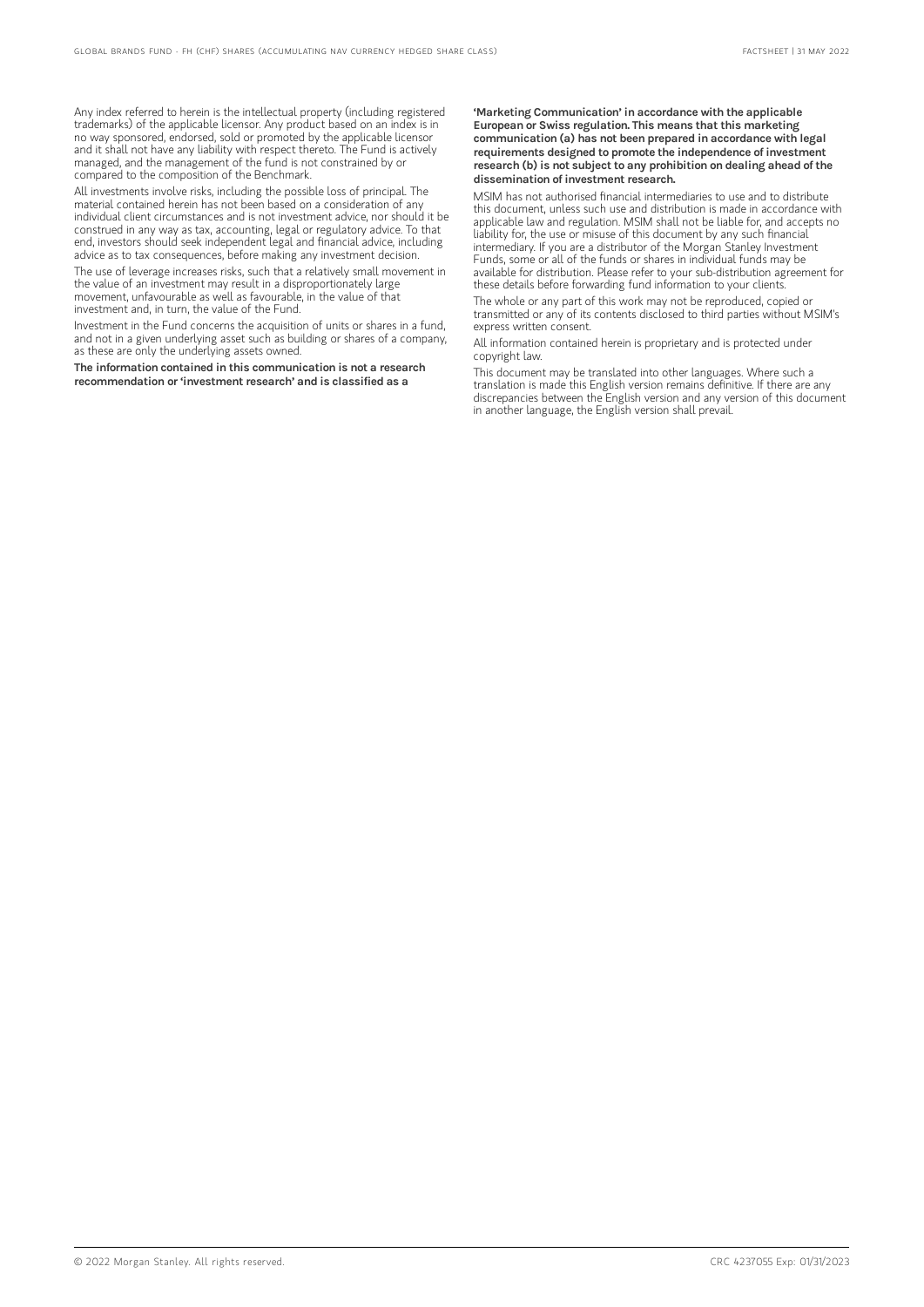Any index referred to herein is the intellectual property (including registered trademarks) of the applicable licensor. Any product based on an index is in no way sponsored, endorsed, sold or promoted by the applicable licensor and it shall not have any liability with respect thereto. The Fund is actively managed, and the management of the fund is not constrained by or compared to the composition of the Benchmark.

All investments involve risks, including the possible loss of principal. The material contained herein has not been based on a consideration of any individual client circumstances and is not investment advice, nor should it be construed in any way as tax, accounting, legal or regulatory advice. To that end, investors should seek independent legal and financial advice, including advice as to tax consequences, before making any investment decision.

The use of leverage increases risks, such that a relatively small movement in the value of an investment may result in a disproportionately large movement, unfavourable as well as favourable, in the value of that investment and, in turn, the value of the Fund.

Investment in the Fund concerns the acquisition of units or shares in a fund, and not in a given underlying asset such as building or shares of a company, as these are only the underlying assets owned.

**The information contained in this communication is not a research recommendation or 'investment research' and is classified as a 'Marketing Communication' in accordance with the applicable European or Swiss regulation. This means that this marketing communication (a) has not been prepared in accordance with legal requirements designed to promote the independence of investment research (b) is not subject to any prohibition on dealing ahead of the dissemination of investment research.**

MSIM has not authorised financial intermediaries to use and to distribute this document, unless such use and distribution is made in accordance with applicable law and regulation. MSIM shall not be liable for, and accepts no liability for, the use or misuse of this document by any such financial intermediary. If you are a distributor of the Morgan Stanley Investment Funds, some or all of the funds or shares in individual funds may be available for distribution. Please refer to your sub-distribution agreement for these details before forwarding fund information to your clients.

The whole or any part of this work may not be reproduced, copied or transmitted or any of its contents disclosed to third parties without MSIM's express written consent.

All information contained herein is proprietary and is protected under copyright law.

This document may be translated into other languages. Where such a translation is made this English version remains definitive. If there are any discrepancies between the English version and any version of this document in another language, the English version shall prevail.

© 2022 Morgan Stanley. All rights reserved.

CRC 4237055 Exp: 01/31/2023